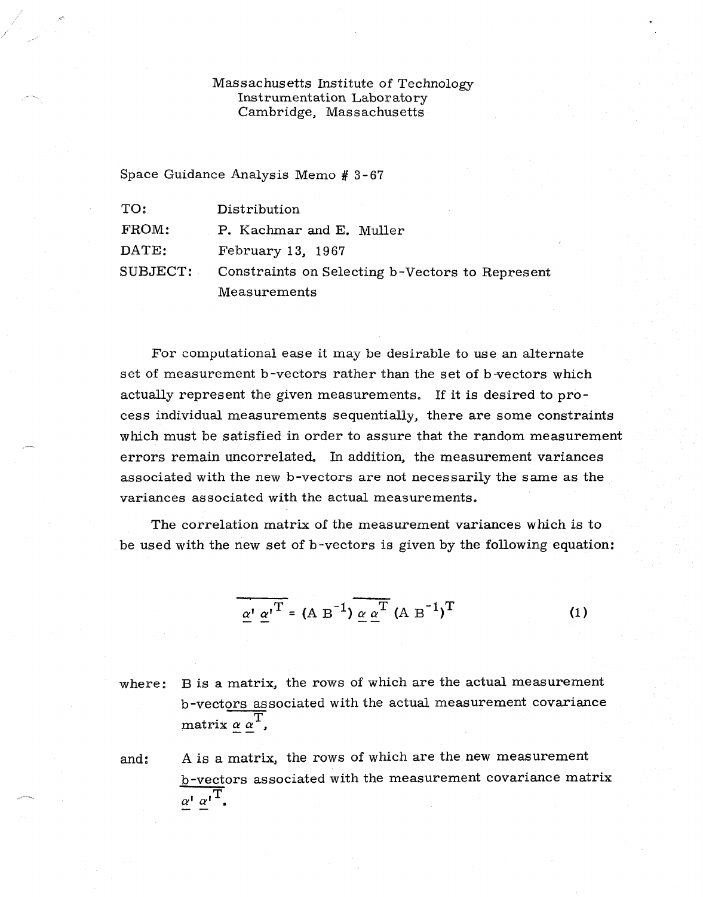Massachusetts Institute of Technology
Instrumentation Laboratory
Cambridge, Massachusetts

Space Guidance Analysis Memo # 3-67

| | |
|---|---|
| TO: | Distribution |
| FROM: | P. Kachmar and E. Muller |
| DATE: | February 13, 1967 |
| SUBJECT: | Constraints on Selecting b-Vectors to Represent Measurements |

For computational ease it may be desirable to use an alternate set of measurement b-vectors rather than the set of b-vectors which actually represent the given measurements. If it is desired to process individual measurements sequentially, there are some constraints which must be satisfied in order to assure that the random measurement errors remain uncorrelated. In addition, the measurement variances associated with the new b-vectors are not necessarily the same as the variances associated with the actual measurements.

The correlation matrix of the measurement variances which is to be used with the new set of b-vectors is given by the following equation:

$$\overline{\underline{\alpha}' \underline{\alpha}'^T} = (A\, B^{-1})\, \overline{\underline{\alpha}\, \underline{\alpha}^T}\, (A\, B^{-1})^T \tag{1}$$

where: B is a matrix, the rows of which are the actual measurement b-vectors associated with the actual measurement covariance matrix $\overline{\underline{\alpha}\, \underline{\alpha}^T}$,

and: A is a matrix, the rows of which are the new measurement b-vectors associated with the measurement covariance matrix $\overline{\underline{\alpha}' \underline{\alpha}'^T}$.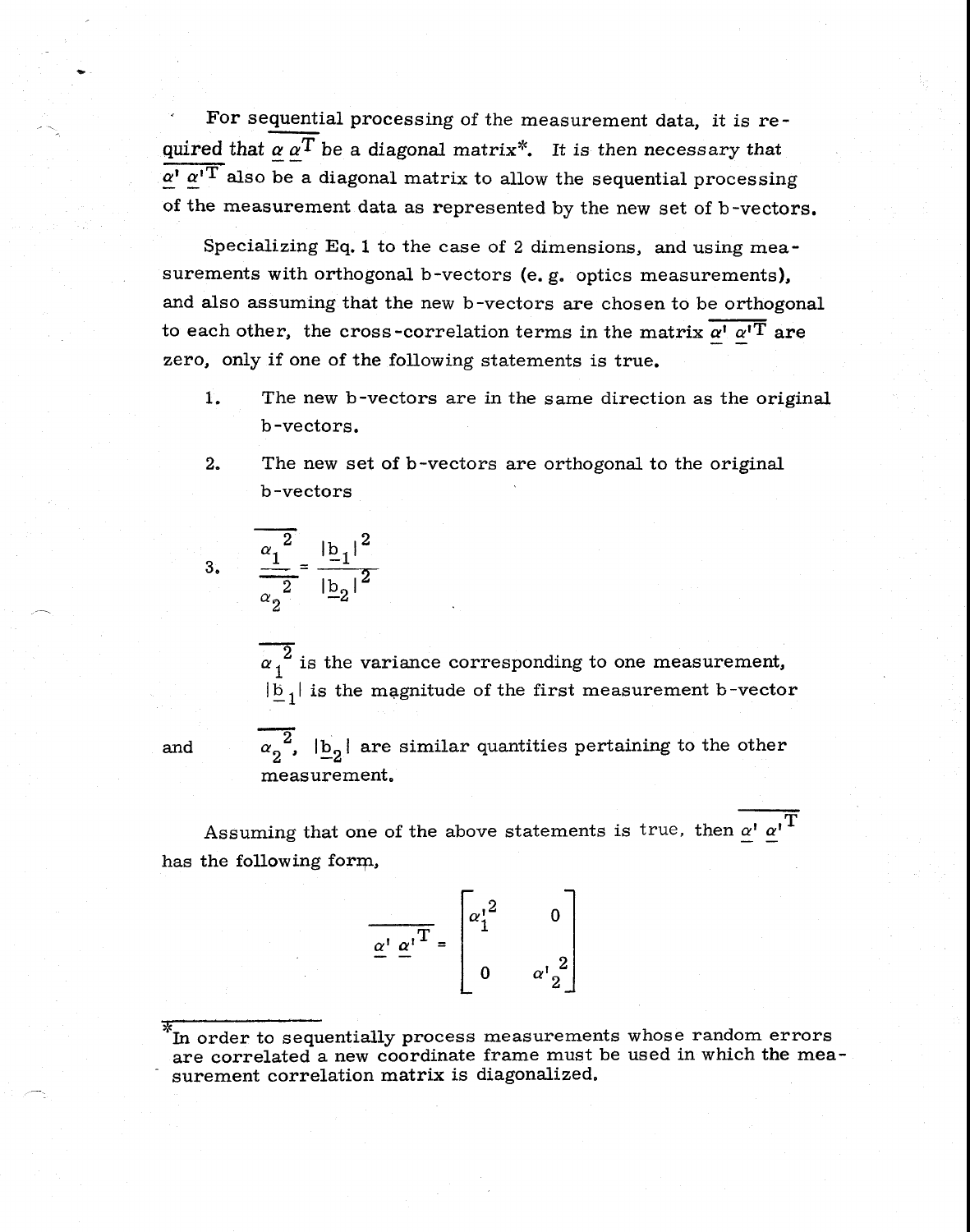For sequential processing of the measurement data, it is required that $\overline{\underline{\alpha}\,\underline{\alpha}^T}$ be a diagonal matrix*. *It is then necessary that* $\overline{\underline{\alpha}'\,\underline{\alpha}'^T}$ also be a diagonal matrix to allow the sequential processing of the measurement data as represented by the new set of b-vectors.

Specializing Eq. 1 to the case of 2 dimensions, and using measurements with orthogonal b-vectors (e.g. optics measurements), and also assuming that the new b-vectors are chosen to be orthogonal to each other, the cross-correlation terms in the matrix $\overline{\underline{\alpha}'\,\underline{\alpha}'^T}$ are zero, only if one of the following statements is true.

1. The new b-vectors are in the same direction as the original b-vectors.

2. The new set of b-vectors are orthogonal to the original b-vectors

3. $$\frac{\overline{\alpha_1^2}}{\overline{\alpha_2^2}} = \frac{|\underline{b}_1|^2}{|\underline{b}_2|^2}$$

   $\overline{\alpha_1^2}$ is the variance corresponding to one measurement, $|\underline{b}_1|$ is the magnitude of the first measurement b-vector

   and $\overline{\alpha_2^2}$, $|\underline{b}_2|$ are similar quantities pertaining to the other measurement.

Assuming that one of the above statements is true, then $\overline{\underline{\alpha}'\,\underline{\alpha}'^T}$ has the following form,

$$\overline{\underline{\alpha}'\,\underline{\alpha}'^T} = \begin{bmatrix} \alpha_1'^2 & 0 \\ 0 & \alpha_2'^2 \end{bmatrix}$$

---

*In order to sequentially process measurements whose random errors are correlated a new coordinate frame must be used in which the measurement correlation matrix is diagonalized.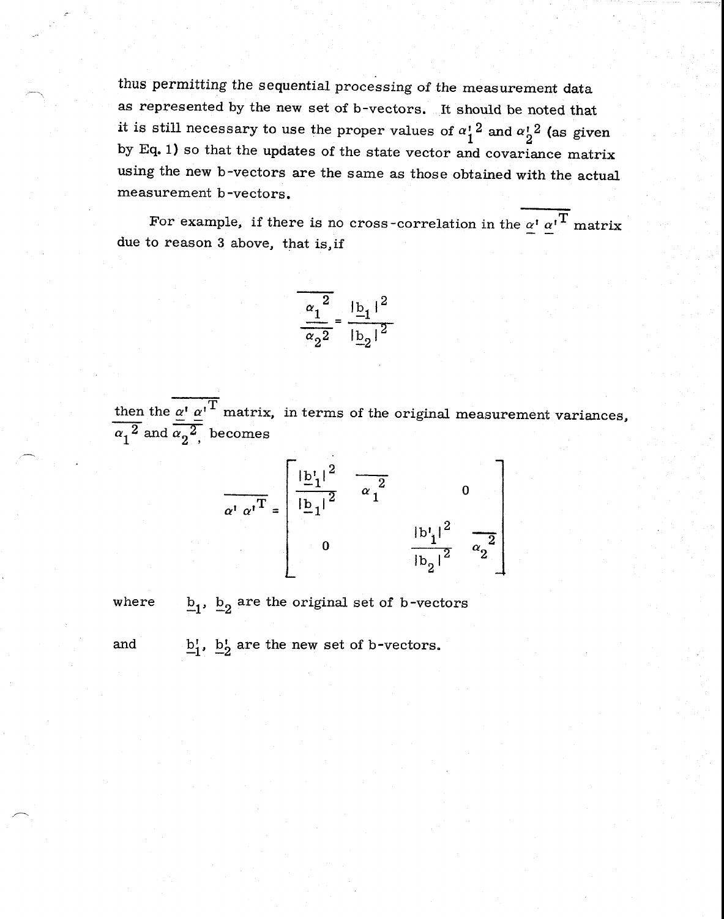thus permitting the sequential processing of the measurement data as represented by the new set of b-vectors. It should be noted that it is still necessary to use the proper values of $\alpha_1'^2$ and $\alpha_2'^2$ (as given by Eq. 1) so that the updates of the state vector and covariance matrix using the new b-vectors are the same as those obtained with the actual measurement b-vectors.

For example, if there is no cross-correlation in the $\overline{\underline{\alpha}' \underline{\alpha}'^T}$ matrix due to reason 3 above, that is, if

$$\frac{\overline{\alpha_1^2}}{\overline{\alpha_2^2}} = \frac{|\underline{b}_1|^2}{|\underline{b}_2|^2}$$

then the $\overline{\underline{\alpha}' \underline{\alpha}'^T}$ matrix, in terms of the original measurement variances, $\overline{\alpha_1^2}$ and $\overline{\alpha_2^2}$, becomes

$$\overline{\alpha' \alpha'^T} = \begin{bmatrix} \dfrac{|\underline{b}_1'|^2}{|\underline{b}_1|^2} \overline{\alpha_1^2} & 0 \\ 0 & \dfrac{|b_1'|^2}{|b_2|^2} \overline{\alpha_2^2} \end{bmatrix}$$

where $\underline{b}_1$, $\underline{b}_2$ are the original set of b-vectors

and $\underline{b}_1'$, $\underline{b}_2'$ are the new set of b-vectors.